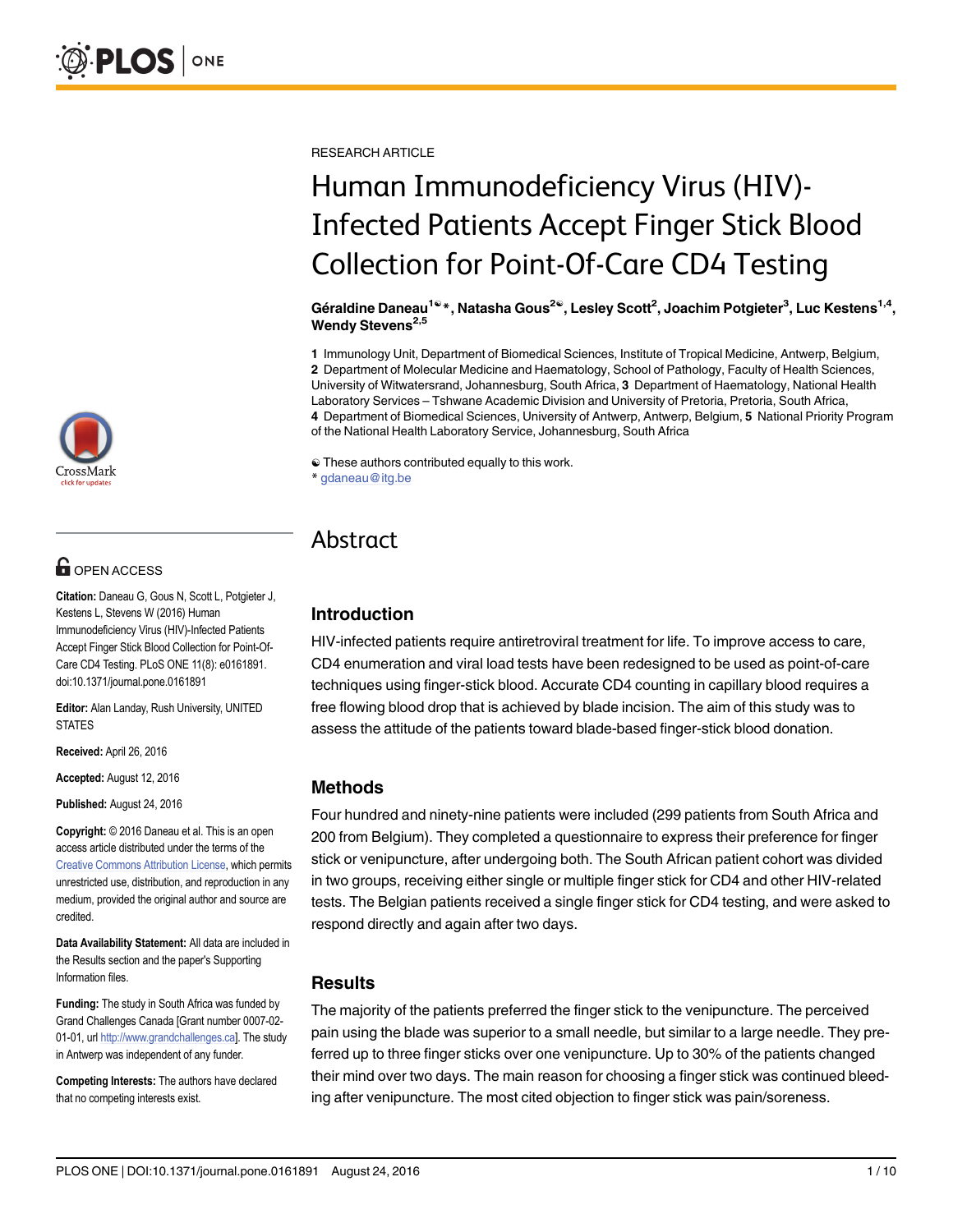RESEARCH ARTICLE

# Human Immunodeficiency Virus (HIV)-Infected Patients Accept Finger Stick Blood Collection for Point-Of-Care CD4 Testing

**Géraldine Daneau[1☯*], Natasha Gous[2☯], Lesley Scott[2], Joachim Potgieter[3], Luc Kestens[1,4], Wendy Stevens[2,5]**

**1** Immunology Unit, Department of Biomedical Sciences, Institute of Tropical Medicine, Antwerp, Belgium, **2** Department of Molecular Medicine and Haematology, School of Pathology, Faculty of Health Sciences, University of Witwatersrand, Johannesburg, South Africa, **3** Department of Haematology, National Health Laboratory Services – Tshwane Academic Division and University of Pretoria, Pretoria, South Africa, **4** Department of Biomedical Sciences, University of Antwerp, Antwerp, Belgium, **5** National Priority Program of the National Health Laboratory Service, Johannesburg, South Africa

☯ These authors contributed equally to this work.
* gdaneau@itg.be

OPEN ACCESS

**Citation:** Daneau G, Gous N, Scott L, Potgieter J, Kestens L, Stevens W (2016) Human Immunodeficiency Virus (HIV)-Infected Patients Accept Finger Stick Blood Collection for Point-Of-Care CD4 Testing. PLoS ONE 11(8): e0161891. doi:10.1371/journal.pone.0161891

**Editor:** Alan Landay, Rush University, UNITED STATES

**Received:** April 26, 2016

**Accepted:** August 12, 2016

**Published:** August 24, 2016

**Copyright:** © 2016 Daneau et al. This is an open access article distributed under the terms of the Creative Commons Attribution License, which permits unrestricted use, distribution, and reproduction in any medium, provided the original author and source are credited.

**Data Availability Statement:** All data are included in the Results section and the paper's Supporting Information files.

**Funding:** The study in South Africa was funded by Grand Challenges Canada [Grant number 0007-02-01-01, url http://www.grandchallenges.ca]. The study in Antwerp was independent of any funder.

**Competing Interests:** The authors have declared that no competing interests exist.

## Abstract

### Introduction

HIV-infected patients require antiretroviral treatment for life. To improve access to care, CD4 enumeration and viral load tests have been redesigned to be used as point-of-care techniques using finger-stick blood. Accurate CD4 counting in capillary blood requires a free flowing blood drop that is achieved by blade incision. The aim of this study was to assess the attitude of the patients toward blade-based finger-stick blood donation.

### Methods

Four hundred and ninety-nine patients were included (299 patients from South Africa and 200 from Belgium). They completed a questionnaire to express their preference for finger stick or venipuncture, after undergoing both. The South African patient cohort was divided in two groups, receiving either single or multiple finger stick for CD4 and other HIV-related tests. The Belgian patients received a single finger stick for CD4 testing, and were asked to respond directly and again after two days.

### Results

The majority of the patients preferred the finger stick to the venipuncture. The perceived pain using the blade was superior to a small needle, but similar to a large needle. They preferred up to three finger sticks over one venipuncture. Up to 30% of the patients changed their mind over two days. The main reason for choosing a finger stick was continued bleeding after venipuncture. The most cited objection to finger stick was pain/soreness.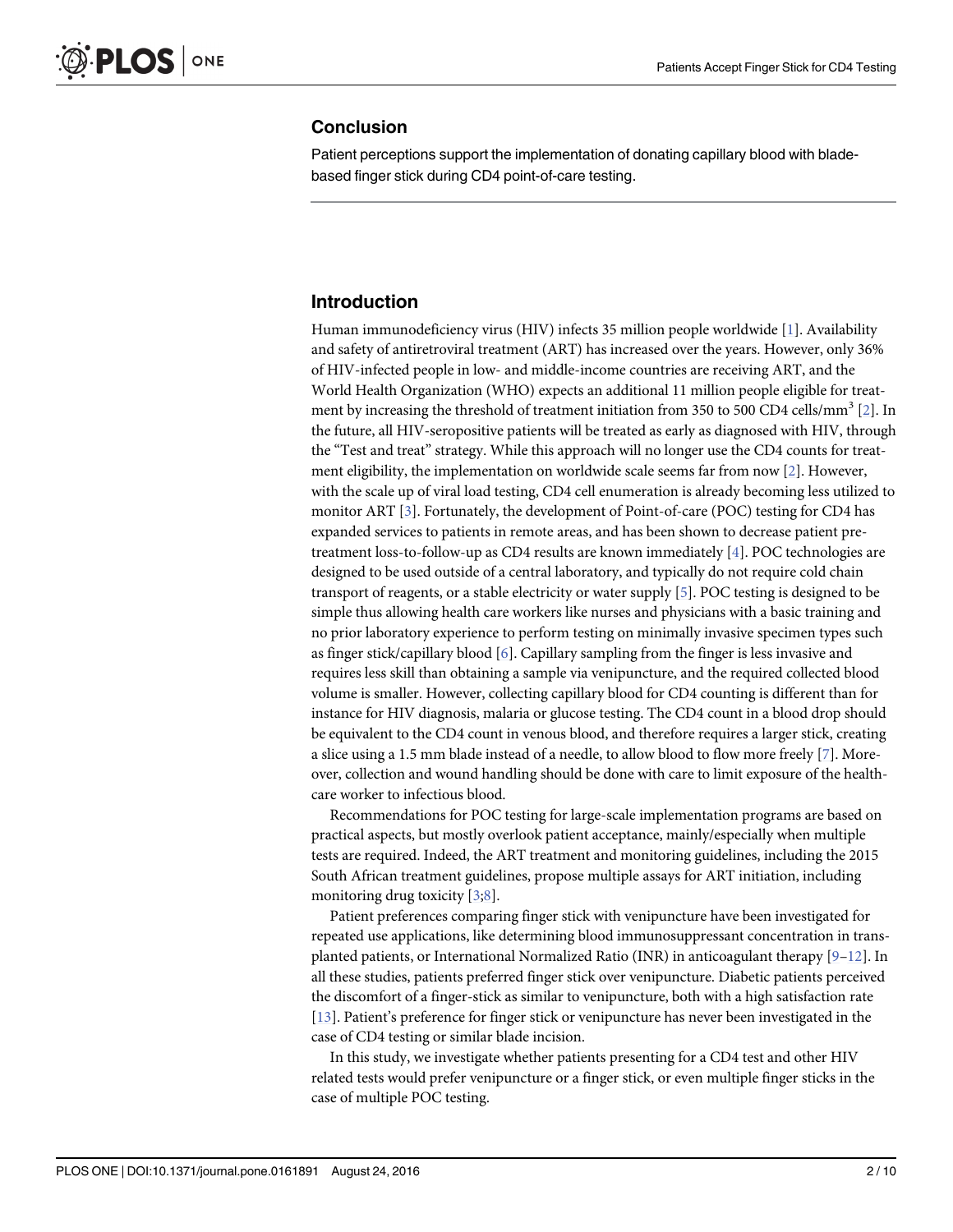## Conclusion

Patient perceptions support the implementation of donating capillary blood with blade-based finger stick during CD4 point-of-care testing.

## Introduction

Human immunodeficiency virus (HIV) infects 35 million people worldwide [1]. Availability and safety of antiretroviral treatment (ART) has increased over the years. However, only 36% of HIV-infected people in low- and middle-income countries are receiving ART, and the World Health Organization (WHO) expects an additional 11 million people eligible for treatment by increasing the threshold of treatment initiation from 350 to 500 CD4 cells/mm$^3$ [2]. In the future, all HIV-seropositive patients will be treated as early as diagnosed with HIV, through the "Test and treat" strategy. While this approach will no longer use the CD4 counts for treatment eligibility, the implementation on worldwide scale seems far from now [2]. However, with the scale up of viral load testing, CD4 cell enumeration is already becoming less utilized to monitor ART [3]. Fortunately, the development of Point-of-care (POC) testing for CD4 has expanded services to patients in remote areas, and has been shown to decrease patient pre-treatment loss-to-follow-up as CD4 results are known immediately [4]. POC technologies are designed to be used outside of a central laboratory, and typically do not require cold chain transport of reagents, or a stable electricity or water supply [5]. POC testing is designed to be simple thus allowing health care workers like nurses and physicians with a basic training and no prior laboratory experience to perform testing on minimally invasive specimen types such as finger stick/capillary blood [6]. Capillary sampling from the finger is less invasive and requires less skill than obtaining a sample via venipuncture, and the required collected blood volume is smaller. However, collecting capillary blood for CD4 counting is different than for instance for HIV diagnosis, malaria or glucose testing. The CD4 count in a blood drop should be equivalent to the CD4 count in venous blood, and therefore requires a larger stick, creating a slice using a 1.5 mm blade instead of a needle, to allow blood to flow more freely [7]. Moreover, collection and wound handling should be done with care to limit exposure of the health-care worker to infectious blood.

Recommendations for POC testing for large-scale implementation programs are based on practical aspects, but mostly overlook patient acceptance, mainly/especially when multiple tests are required. Indeed, the ART treatment and monitoring guidelines, including the 2015 South African treatment guidelines, propose multiple assays for ART initiation, including monitoring drug toxicity [3;8].

Patient preferences comparing finger stick with venipuncture have been investigated for repeated use applications, like determining blood immunosuppressant concentration in transplanted patients, or International Normalized Ratio (INR) in anticoagulant therapy [9–12]. In all these studies, patients preferred finger stick over venipuncture. Diabetic patients perceived the discomfort of a finger-stick as similar to venipuncture, both with a high satisfaction rate [13]. Patient's preference for finger stick or venipuncture has never been investigated in the case of CD4 testing or similar blade incision.

In this study, we investigate whether patients presenting for a CD4 test and other HIV related tests would prefer venipuncture or a finger stick, or even multiple finger sticks in the case of multiple POC testing.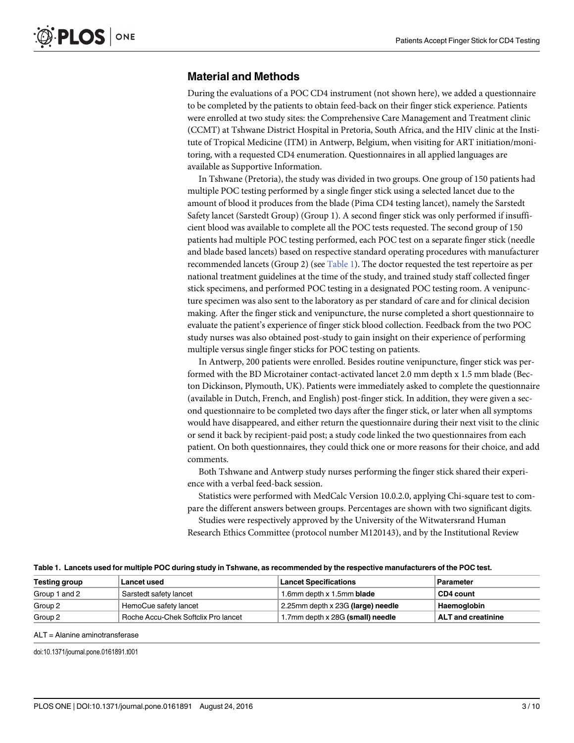## Material and Methods

During the evaluations of a POC CD4 instrument (not shown here), we added a questionnaire to be completed by the patients to obtain feed-back on their finger stick experience. Patients were enrolled at two study sites: the Comprehensive Care Management and Treatment clinic (CCMT) at Tshwane District Hospital in Pretoria, South Africa, and the HIV clinic at the Institute of Tropical Medicine (ITM) in Antwerp, Belgium, when visiting for ART initiation/monitoring, with a requested CD4 enumeration. Questionnaires in all applied languages are available as Supportive Information.

In Tshwane (Pretoria), the study was divided in two groups. One group of 150 patients had multiple POC testing performed by a single finger stick using a selected lancet due to the amount of blood it produces from the blade (Pima CD4 testing lancet), namely the Sarstedt Safety lancet (Sarstedt Group) (Group 1). A second finger stick was only performed if insufficient blood was available to complete all the POC tests requested. The second group of 150 patients had multiple POC testing performed, each POC test on a separate finger stick (needle and blade based lancets) based on respective standard operating procedures with manufacturer recommended lancets (Group 2) (see Table 1). The doctor requested the test repertoire as per national treatment guidelines at the time of the study, and trained study staff collected finger stick specimens, and performed POC testing in a designated POC testing room. A venipuncture specimen was also sent to the laboratory as per standard of care and for clinical decision making. After the finger stick and venipuncture, the nurse completed a short questionnaire to evaluate the patient's experience of finger stick blood collection. Feedback from the two POC study nurses was also obtained post-study to gain insight on their experience of performing multiple versus single finger sticks for POC testing on patients.

In Antwerp, 200 patients were enrolled. Besides routine venipuncture, finger stick was performed with the BD Microtainer contact-activated lancet 2.0 mm depth x 1.5 mm blade (Becton Dickinson, Plymouth, UK). Patients were immediately asked to complete the questionnaire (available in Dutch, French, and English) post-finger stick. In addition, they were given a second questionnaire to be completed two days after the finger stick, or later when all symptoms would have disappeared, and either return the questionnaire during their next visit to the clinic or send it back by recipient-paid post; a study code linked the two questionnaires from each patient. On both questionnaires, they could thick one or more reasons for their choice, and add comments.

Both Tshwane and Antwerp study nurses performing the finger stick shared their experience with a verbal feed-back session.

Statistics were performed with MedCalc Version 10.0.2.0, applying Chi-square test to compare the different answers between groups. Percentages are shown with two significant digits.

Studies were respectively approved by the University of the Witwatersrand Human Research Ethics Committee (protocol number M120143), and by the Institutional Review

**Table 1. Lancets used for multiple POC during study in Tshwane, as recommended by the respective manufacturers of the POC test.**

| Testing group | Lancet used | Lancet Specifications | Parameter |
|---|---|---|---|
| Group 1 and 2 | Sarstedt safety lancet | 1.6mm depth x 1.5mm **blade** | **CD4 count** |
| Group 2 | HemoCue safety lancet | 2.25mm depth x 23G **(large) needle** | **Haemoglobin** |
| Group 2 | Roche Accu-Chek Softclix Pro lancet | 1.7mm depth x 28G **(small) needle** | **ALT and creatinine** |

ALT = Alanine aminotransferase

doi:10.1371/journal.pone.0161891.t001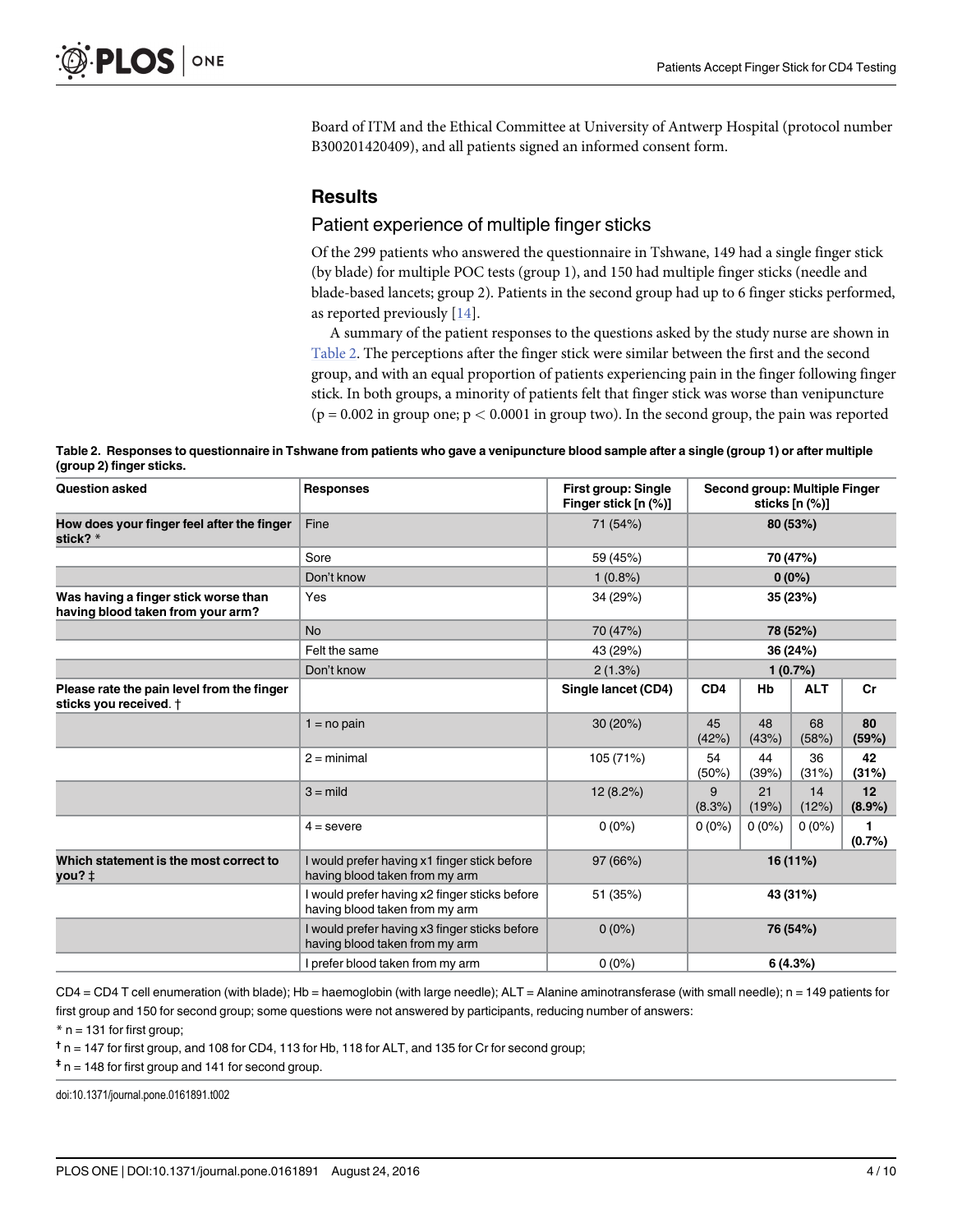Board of ITM and the Ethical Committee at University of Antwerp Hospital (protocol number B300201420409), and all patients signed an informed consent form.

## Results

### Patient experience of multiple finger sticks

Of the 299 patients who answered the questionnaire in Tshwane, 149 had a single finger stick (by blade) for multiple POC tests (group 1), and 150 had multiple finger sticks (needle and blade-based lancets; group 2). Patients in the second group had up to 6 finger sticks performed, as reported previously [14].

A summary of the patient responses to the questions asked by the study nurse are shown in Table 2. The perceptions after the finger stick were similar between the first and the second group, and with an equal proportion of patients experiencing pain in the finger following finger stick. In both groups, a minority of patients felt that finger stick was worse than venipuncture ($p = 0.002$ in group one; $p < 0.0001$ in group two). In the second group, the pain was reported

**Table 2. Responses to questionnaire in Tshwane from patients who gave a venipuncture blood sample after a single (group 1) or after multiple (group 2) finger sticks.**

| Question asked | Responses | First group: Single Finger stick [n (%)] | Second group: Multiple Finger sticks [n (%)] | | | |
|---|---|---|---|---|---|---|
| How does your finger feel after the finger stick? * | Fine | 71 (54%) | **80 (53%)** | | | |
| | Sore | 59 (45%) | **70 (47%)** | | | |
| | Don't know | 1 (0.8%) | **0 (0%)** | | | |
| Was having a finger stick worse than having blood taken from your arm? | Yes | 34 (29%) | **35 (23%)** | | | |
| | No | 70 (47%) | **78 (52%)** | | | |
| | Felt the same | 43 (29%) | **36 (24%)** | | | |
| | Don't know | 2 (1.3%) | **1 (0.7%)** | | | |
| Please rate the pain level from the finger sticks you received. † | | **Single lancet (CD4)** | **CD4** | **Hb** | **ALT** | **Cr** |
| | 1 = no pain | 30 (20%) | 45 (42%) | 48 (43%) | 68 (58%) | **80 (59%)** |
| | 2 = minimal | 105 (71%) | 54 (50%) | 44 (39%) | 36 (31%) | **42 (31%)** |
| | 3 = mild | 12 (8.2%) | 9 (8.3%) | 21 (19%) | 14 (12%) | **12 (8.9%)** |
| | 4 = severe | 0 (0%) | 0 (0%) | 0 (0%) | 0 (0%) | **1 (0.7%)** |
| Which statement is the most correct to you? ‡ | I would prefer having x1 finger stick before having blood taken from my arm | 97 (66%) | **16 (11%)** | | | |
| | I would prefer having x2 finger sticks before having blood taken from my arm | 51 (35%) | **43 (31%)** | | | |
| | I would prefer having x3 finger sticks before having blood taken from my arm | 0 (0%) | **76 (54%)** | | | |
| | I prefer blood taken from my arm | 0 (0%) | **6 (4.3%)** | | | |

CD4 = CD4 T cell enumeration (with blade); Hb = haemoglobin (with large needle); ALT = Alanine aminotransferase (with small needle); n = 149 patients for first group and 150 for second group; some questions were not answered by participants, reducing number of answers:

* n = 131 for first group;

† n = 147 for first group, and 108 for CD4, 113 for Hb, 118 for ALT, and 135 for Cr for second group;

‡ n = 148 for first group and 141 for second group.

doi:10.1371/journal.pone.0161891.t002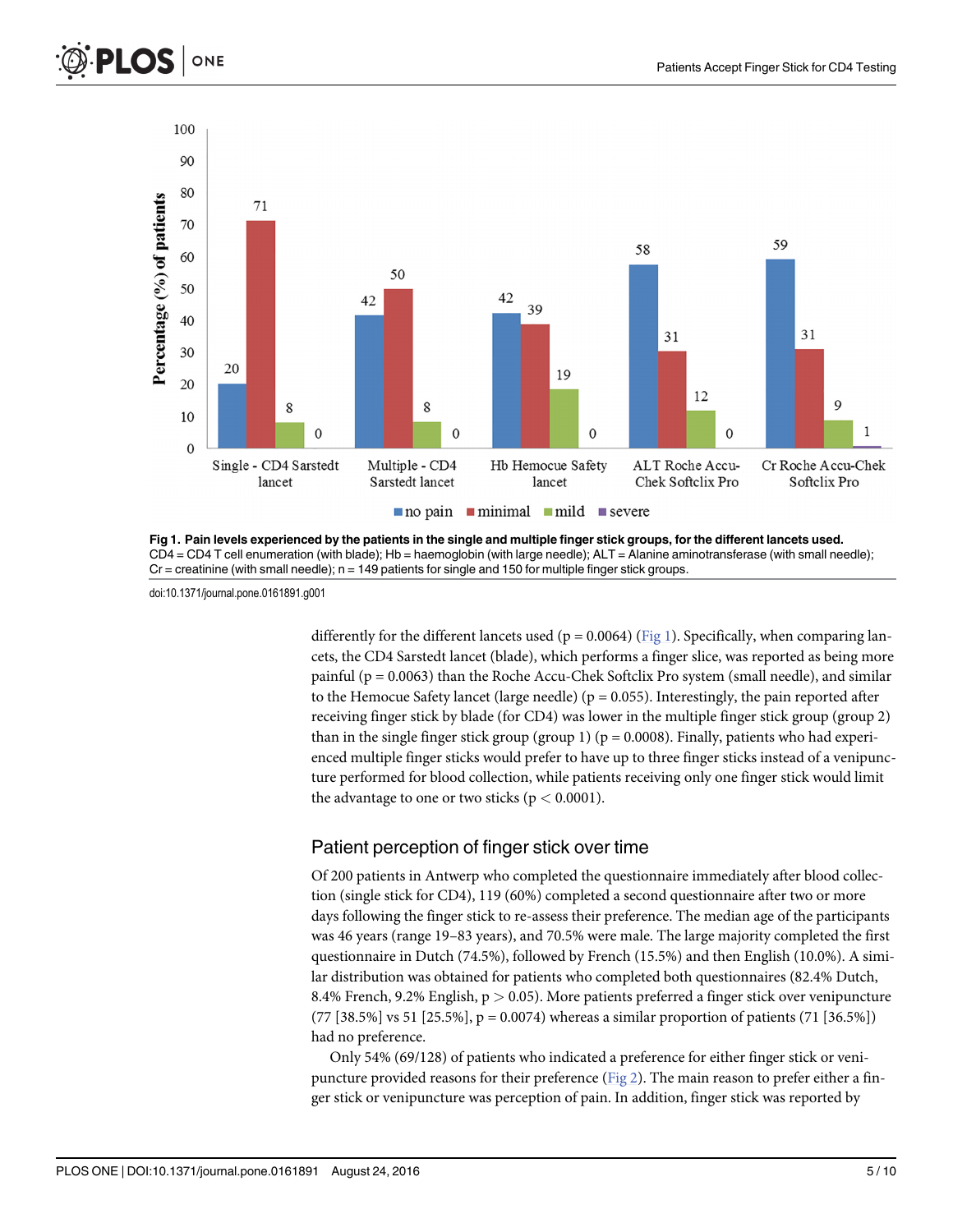Fig 1. Pain levels experienced by the patients in the single and multiple finger stick groups, for the different lancets used. CD4 = CD4 T cell enumeration (with blade); Hb = haemoglobin (with large needle); ALT = Alanine aminotransferase (with small needle); Cr = creatinine (with small needle); n = 149 patients for single and 150 for multiple finger stick groups.

doi:10.1371/journal.pone.0161891.g001

differently for the different lancets used (p = 0.0064) (Fig 1). Specifically, when comparing lancets, the CD4 Sarstedt lancet (blade), which performs a finger slice, was reported as being more painful (p = 0.0063) than the Roche Accu-Chek Softclix Pro system (small needle), and similar to the Hemocue Safety lancet (large needle) (p = 0.055). Interestingly, the pain reported after receiving finger stick by blade (for CD4) was lower in the multiple finger stick group (group 2) than in the single finger stick group (group 1) (p = 0.0008). Finally, patients who had experienced multiple finger sticks would prefer to have up to three finger sticks instead of a venipuncture performed for blood collection, while patients receiving only one finger stick would limit the advantage to one or two sticks ($p < 0.0001$).

## Patient perception of finger stick over time

Of 200 patients in Antwerp who completed the questionnaire immediately after blood collection (single stick for CD4), 119 (60%) completed a second questionnaire after two or more days following the finger stick to re-assess their preference. The median age of the participants was 46 years (range 19–83 years), and 70.5% were male. The large majority completed the first questionnaire in Dutch (74.5%), followed by French (15.5%) and then English (10.0%). A similar distribution was obtained for patients who completed both questionnaires (82.4% Dutch, 8.4% French, 9.2% English, $p > 0.05$). More patients preferred a finger stick over venipuncture (77 [38.5%] vs 51 [25.5%], p = 0.0074) whereas a similar proportion of patients (71 [36.5%]) had no preference.

Only 54% (69/128) of patients who indicated a preference for either finger stick or venipuncture provided reasons for their preference (Fig 2). The main reason to prefer either a finger stick or venipuncture was perception of pain. In addition, finger stick was reported by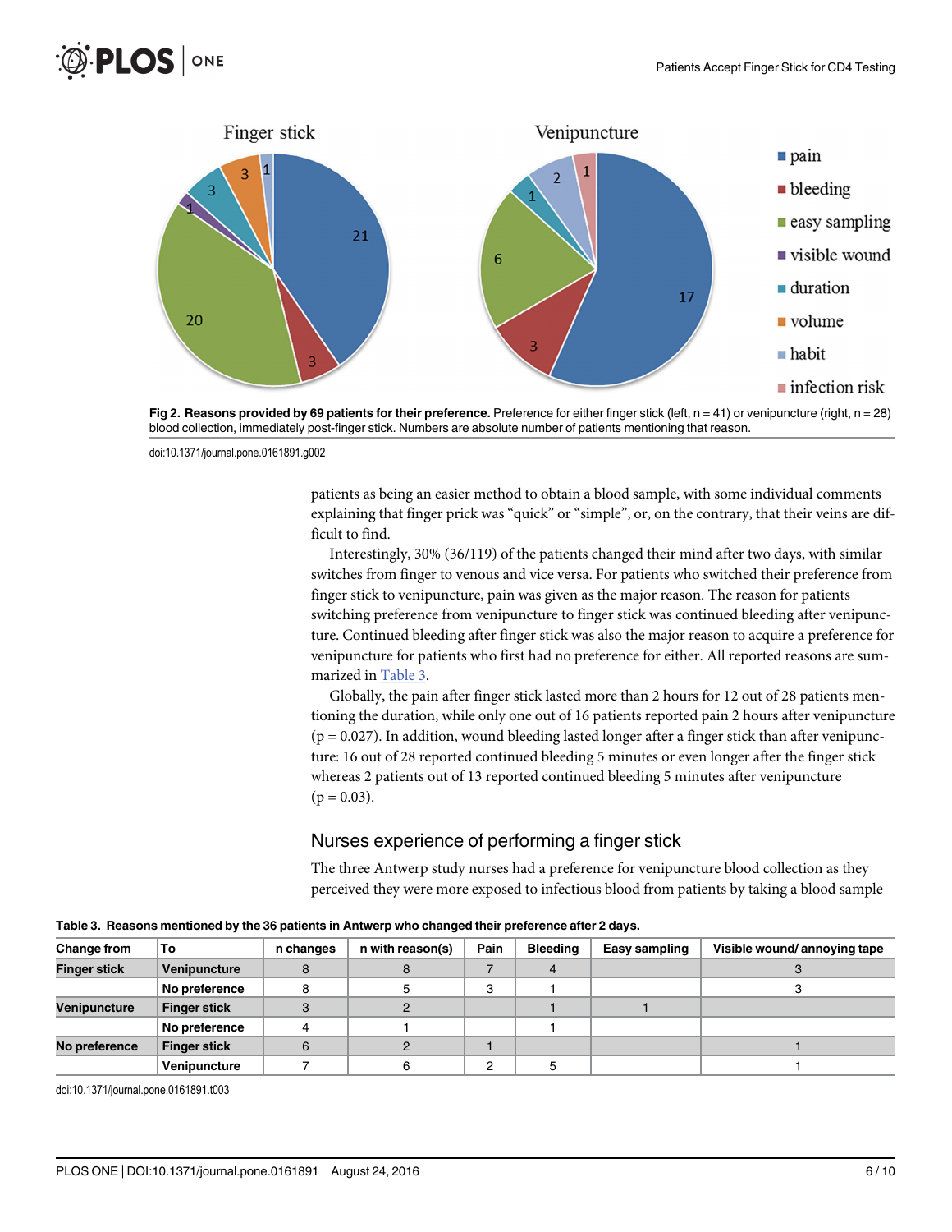Fig 2. **Reasons provided by 69 patients for their preference.** Preference for either finger stick (left, n = 41) or venipuncture (right, n = 28) blood collection, immediately post-finger stick. Numbers are absolute number of patients mentioning that reason.

doi:10.1371/journal.pone.0161891.g002

patients as being an easier method to obtain a blood sample, with some individual comments explaining that finger prick was "quick" or "simple", or, on the contrary, that their veins are difficult to find.

Interestingly, 30% (36/119) of the patients changed their mind after two days, with similar switches from finger to venous and vice versa. For patients who switched their preference from finger stick to venipuncture, pain was given as the major reason. The reason for patients switching preference from venipuncture to finger stick was continued bleeding after venipuncture. Continued bleeding after finger stick was also the major reason to acquire a preference for venipuncture for patients who first had no preference for either. All reported reasons are summarized in Table 3.

Globally, the pain after finger stick lasted more than 2 hours for 12 out of 28 patients mentioning the duration, while only one out of 16 patients reported pain 2 hours after venipuncture ($p = 0.027$). In addition, wound bleeding lasted longer after a finger stick than after venipuncture: 16 out of 28 reported continued bleeding 5 minutes or even longer after the finger stick whereas 2 patients out of 13 reported continued bleeding 5 minutes after venipuncture ($p = 0.03$).

## Nurses experience of performing a finger stick

The three Antwerp study nurses had a preference for venipuncture blood collection as they perceived they were more exposed to infectious blood from patients by taking a blood sample

**Table 3. Reasons mentioned by the 36 patients in Antwerp who changed their preference after 2 days.**

| Change from | To | n changes | n with reason(s) | Pain | Bleeding | Easy sampling | Visible wound/ annoying tape |
|---|---|---|---|---|---|---|---|
| **Finger stick** | **Venipuncture** | 8 | 8 | 7 | 4 | | 3 |
| | **No preference** | 8 | 5 | 3 | 1 | | 3 |
| **Venipuncture** | **Finger stick** | 3 | 2 | | 1 | 1 | |
| | **No preference** | 4 | 1 | | 1 | | |
| **No preference** | **Finger stick** | 6 | 2 | 1 | | | 1 |
| | **Venipuncture** | 7 | 6 | 2 | 5 | | 1 |

doi:10.1371/journal.pone.0161891.t003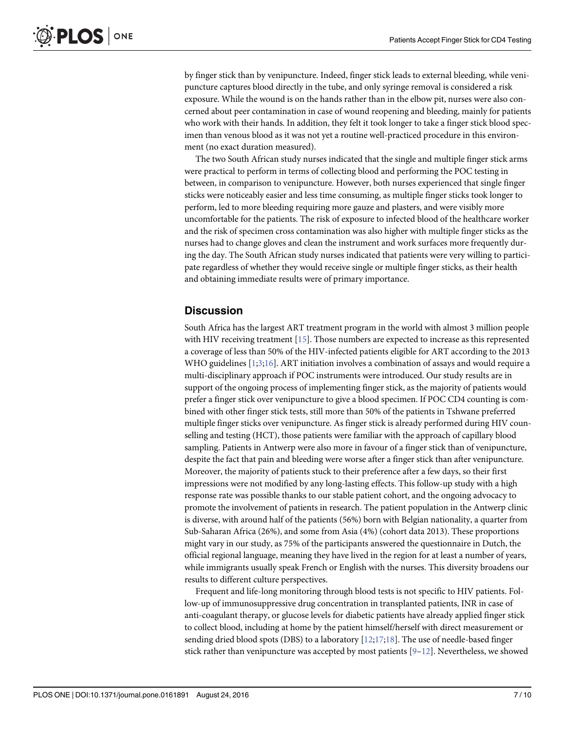by finger stick than by venipuncture. Indeed, finger stick leads to external bleeding, while venipuncture captures blood directly in the tube, and only syringe removal is considered a risk exposure. While the wound is on the hands rather than in the elbow pit, nurses were also concerned about peer contamination in case of wound reopening and bleeding, mainly for patients who work with their hands. In addition, they felt it took longer to take a finger stick blood specimen than venous blood as it was not yet a routine well-practiced procedure in this environment (no exact duration measured).

The two South African study nurses indicated that the single and multiple finger stick arms were practical to perform in terms of collecting blood and performing the POC testing in between, in comparison to venipuncture. However, both nurses experienced that single finger sticks were noticeably easier and less time consuming, as multiple finger sticks took longer to perform, led to more bleeding requiring more gauze and plasters, and were visibly more uncomfortable for the patients. The risk of exposure to infected blood of the healthcare worker and the risk of specimen cross contamination was also higher with multiple finger sticks as the nurses had to change gloves and clean the instrument and work surfaces more frequently during the day. The South African study nurses indicated that patients were very willing to participate regardless of whether they would receive single or multiple finger sticks, as their health and obtaining immediate results were of primary importance.

## Discussion

South Africa has the largest ART treatment program in the world with almost 3 million people with HIV receiving treatment [15]. Those numbers are expected to increase as this represented a coverage of less than 50% of the HIV-infected patients eligible for ART according to the 2013 WHO guidelines [1;3;16]. ART initiation involves a combination of assays and would require a multi-disciplinary approach if POC instruments were introduced. Our study results are in support of the ongoing process of implementing finger stick, as the majority of patients would prefer a finger stick over venipuncture to give a blood specimen. If POC CD4 counting is combined with other finger stick tests, still more than 50% of the patients in Tshwane preferred multiple finger sticks over venipuncture. As finger stick is already performed during HIV counselling and testing (HCT), those patients were familiar with the approach of capillary blood sampling. Patients in Antwerp were also more in favour of a finger stick than of venipuncture, despite the fact that pain and bleeding were worse after a finger stick than after venipuncture. Moreover, the majority of patients stuck to their preference after a few days, so their first impressions were not modified by any long-lasting effects. This follow-up study with a high response rate was possible thanks to our stable patient cohort, and the ongoing advocacy to promote the involvement of patients in research. The patient population in the Antwerp clinic is diverse, with around half of the patients (56%) born with Belgian nationality, a quarter from Sub-Saharan Africa (26%), and some from Asia (4%) (cohort data 2013). These proportions might vary in our study, as 75% of the participants answered the questionnaire in Dutch, the official regional language, meaning they have lived in the region for at least a number of years, while immigrants usually speak French or English with the nurses. This diversity broadens our results to different culture perspectives.

Frequent and life-long monitoring through blood tests is not specific to HIV patients. Follow-up of immunosuppressive drug concentration in transplanted patients, INR in case of anti-coagulant therapy, or glucose levels for diabetic patients have already applied finger stick to collect blood, including at home by the patient himself/herself with direct measurement or sending dried blood spots (DBS) to a laboratory [12;17;18]. The use of needle-based finger stick rather than venipuncture was accepted by most patients [9–12]. Nevertheless, we showed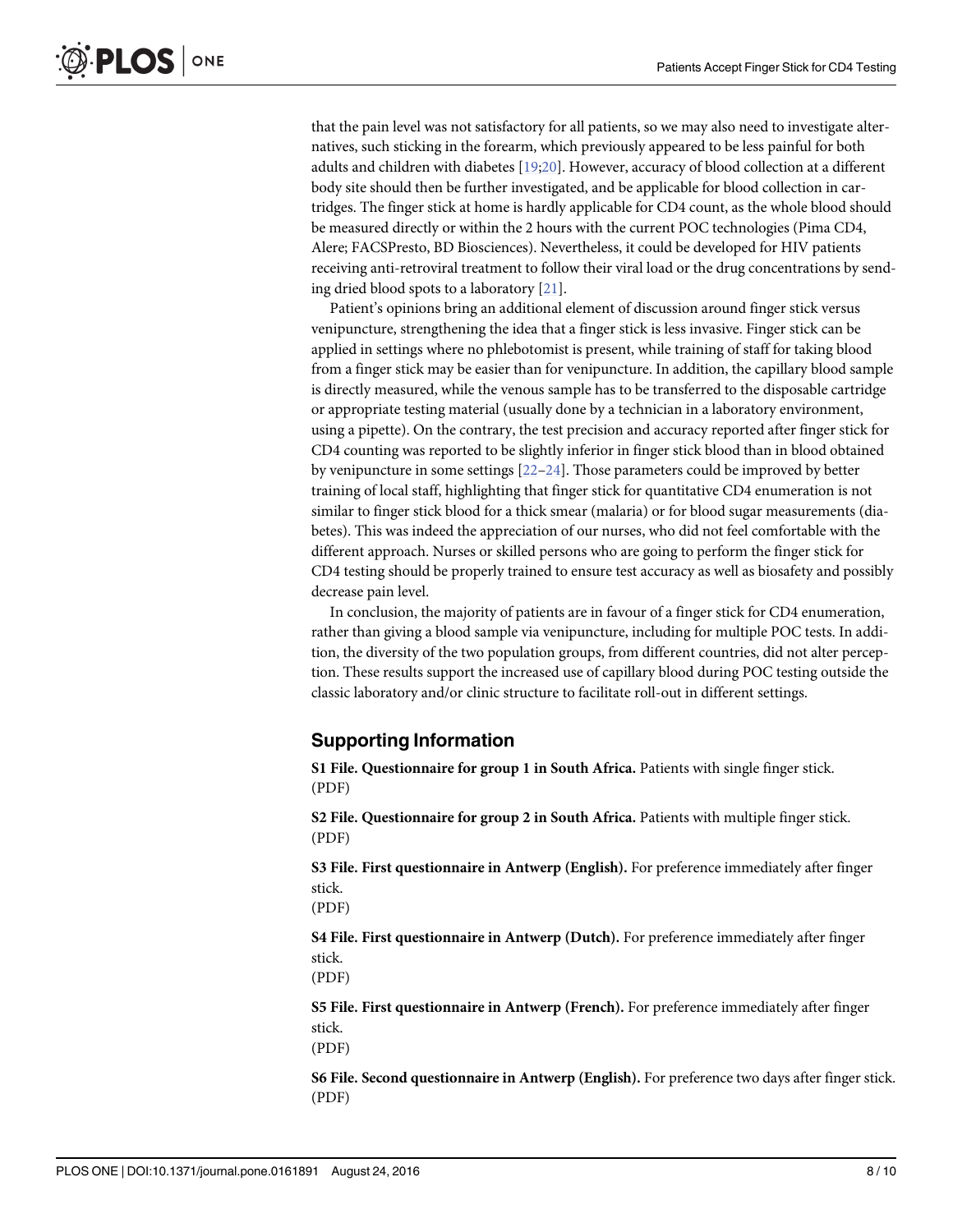that the pain level was not satisfactory for all patients, so we may also need to investigate alternatives, such sticking in the forearm, which previously appeared to be less painful for both adults and children with diabetes [19;20]. However, accuracy of blood collection at a different body site should then be further investigated, and be applicable for blood collection in cartridges. The finger stick at home is hardly applicable for CD4 count, as the whole blood should be measured directly or within the 2 hours with the current POC technologies (Pima CD4, Alere; FACSPresto, BD Biosciences). Nevertheless, it could be developed for HIV patients receiving anti-retroviral treatment to follow their viral load or the drug concentrations by sending dried blood spots to a laboratory [21].

Patient's opinions bring an additional element of discussion around finger stick versus venipuncture, strengthening the idea that a finger stick is less invasive. Finger stick can be applied in settings where no phlebotomist is present, while training of staff for taking blood from a finger stick may be easier than for venipuncture. In addition, the capillary blood sample is directly measured, while the venous sample has to be transferred to the disposable cartridge or appropriate testing material (usually done by a technician in a laboratory environment, using a pipette). On the contrary, the test precision and accuracy reported after finger stick for CD4 counting was reported to be slightly inferior in finger stick blood than in blood obtained by venipuncture in some settings [22–24]. Those parameters could be improved by better training of local staff, highlighting that finger stick for quantitative CD4 enumeration is not similar to finger stick blood for a thick smear (malaria) or for blood sugar measurements (diabetes). This was indeed the appreciation of our nurses, who did not feel comfortable with the different approach. Nurses or skilled persons who are going to perform the finger stick for CD4 testing should be properly trained to ensure test accuracy as well as biosafety and possibly decrease pain level.

In conclusion, the majority of patients are in favour of a finger stick for CD4 enumeration, rather than giving a blood sample via venipuncture, including for multiple POC tests. In addition, the diversity of the two population groups, from different countries, did not alter perception. These results support the increased use of capillary blood during POC testing outside the classic laboratory and/or clinic structure to facilitate roll-out in different settings.

## Supporting Information

**S1 File. Questionnaire for group 1 in South Africa.** Patients with single finger stick.
(PDF)

**S2 File. Questionnaire for group 2 in South Africa.** Patients with multiple finger stick.
(PDF)

**S3 File. First questionnaire in Antwerp (English).** For preference immediately after finger stick.
(PDF)

**S4 File. First questionnaire in Antwerp (Dutch).** For preference immediately after finger stick.
(PDF)

**S5 File. First questionnaire in Antwerp (French).** For preference immediately after finger stick.
(PDF)

**S6 File. Second questionnaire in Antwerp (English).** For preference two days after finger stick.
(PDF)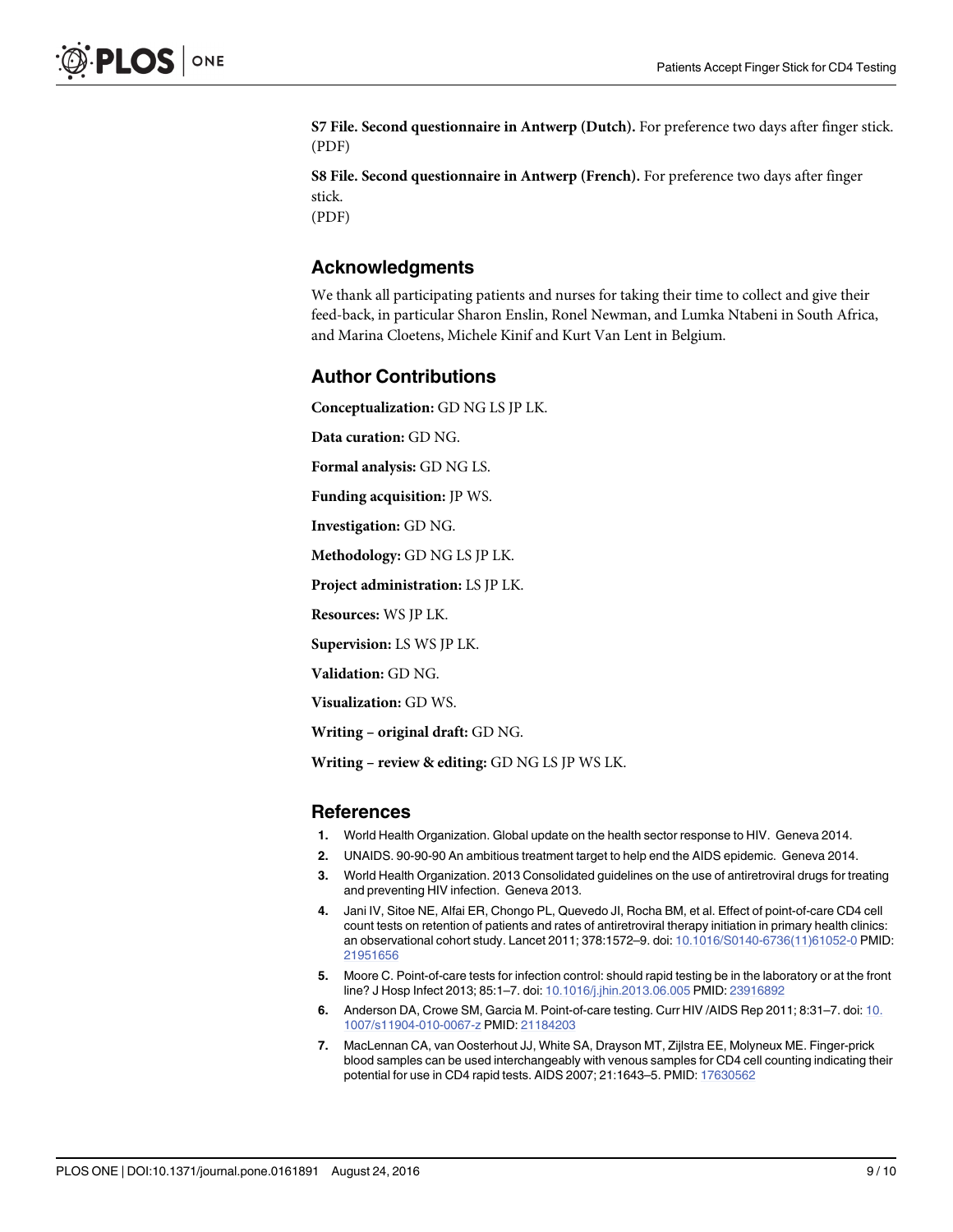**S7 File. Second questionnaire in Antwerp (Dutch).** For preference two days after finger stick.
(PDF)

**S8 File. Second questionnaire in Antwerp (French).** For preference two days after finger stick.
(PDF)

## Acknowledgments

We thank all participating patients and nurses for taking their time to collect and give their feed-back, in particular Sharon Enslin, Ronel Newman, and Lumka Ntabeni in South Africa, and Marina Cloetens, Michele Kinif and Kurt Van Lent in Belgium.

## Author Contributions

**Conceptualization:** GD NG LS JP LK.

**Data curation:** GD NG.

**Formal analysis:** GD NG LS.

**Funding acquisition:** JP WS.

**Investigation:** GD NG.

**Methodology:** GD NG LS JP LK.

**Project administration:** LS JP LK.

**Resources:** WS JP LK.

**Supervision:** LS WS JP LK.

**Validation:** GD NG.

**Visualization:** GD WS.

**Writing – original draft:** GD NG.

**Writing – review & editing:** GD NG LS JP WS LK.

## References

1. World Health Organization. Global update on the health sector response to HIV. Geneva 2014.
2. UNAIDS. 90-90-90 An ambitious treatment target to help end the AIDS epidemic. Geneva 2014.
3. World Health Organization. 2013 Consolidated guidelines on the use of antiretroviral drugs for treating and preventing HIV infection. Geneva 2013.
4. Jani IV, Sitoe NE, Alfai ER, Chongo PL, Quevedo JI, Rocha BM, et al. Effect of point-of-care CD4 cell count tests on retention of patients and rates of antiretroviral therapy initiation in primary health clinics: an observational cohort study. Lancet 2011; 378:1572–9. doi: 10.1016/S0140-6736(11)61052-0 PMID: 21951656
5. Moore C. Point-of-care tests for infection control: should rapid testing be in the laboratory or at the front line? J Hosp Infect 2013; 85:1–7. doi: 10.1016/j.jhin.2013.06.005 PMID: 23916892
6. Anderson DA, Crowe SM, Garcia M. Point-of-care testing. Curr HIV /AIDS Rep 2011; 8:31–7. doi: 10.1007/s11904-010-0067-z PMID: 21184203
7. MacLennan CA, van Oosterhout JJ, White SA, Drayson MT, Zijlstra EE, Molyneux ME. Finger-prick blood samples can be used interchangeably with venous samples for CD4 cell counting indicating their potential for use in CD4 rapid tests. AIDS 2007; 21:1643–5. PMID: 17630562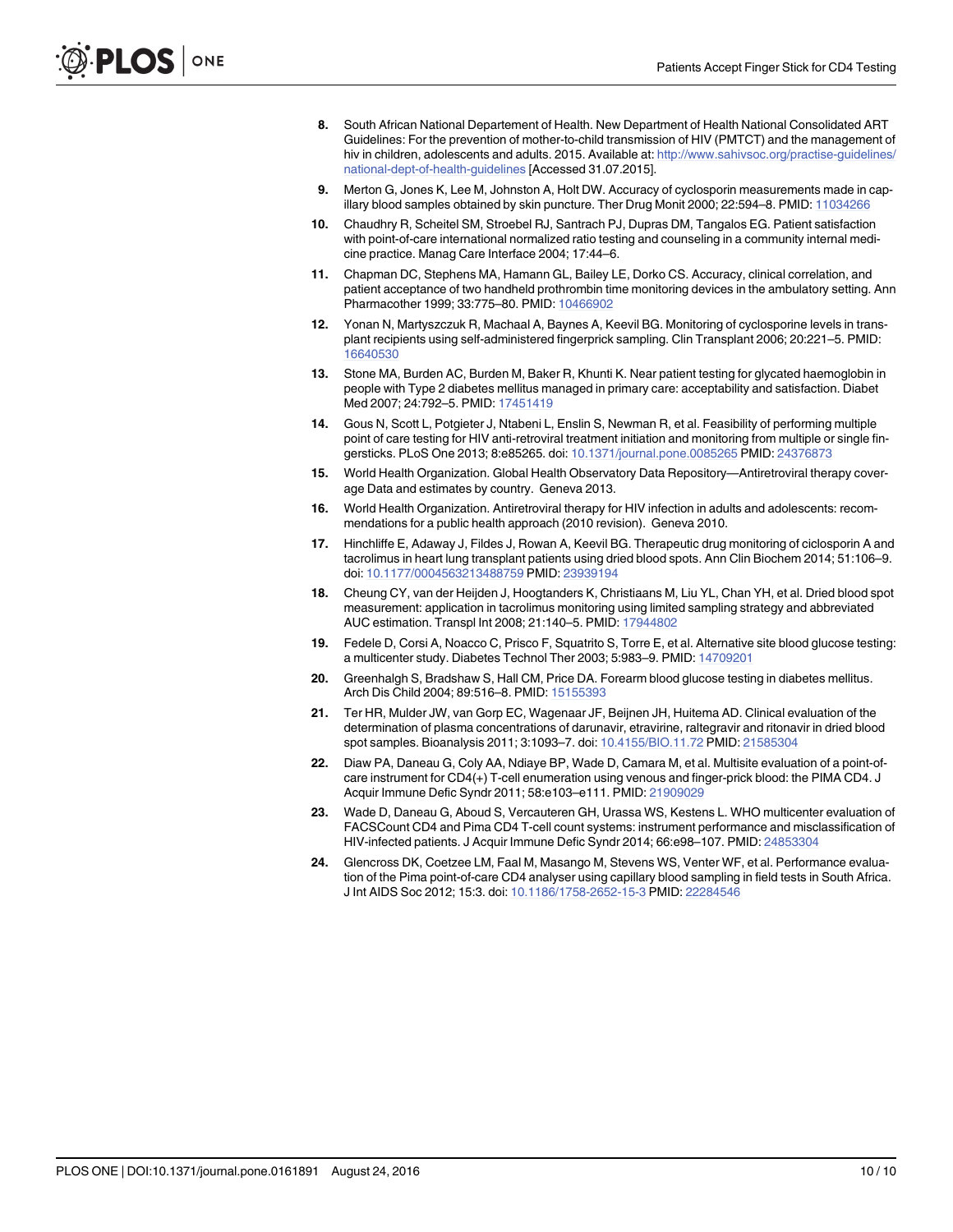8. South African National Departement of Health. New Department of Health National Consolidated ART Guidelines: For the prevention of mother-to-child transmission of HIV (PMTCT) and the management of hiv in children, adolescents and adults. 2015. Available at: http://www.sahivsoc.org/practise-guidelines/national-dept-of-health-guidelines [Accessed 31.07.2015].
9. Merton G, Jones K, Lee M, Johnston A, Holt DW. Accuracy of cyclosporin measurements made in capillary blood samples obtained by skin puncture. Ther Drug Monit 2000; 22:594–8. PMID: 11034266
10. Chaudhry R, Scheitel SM, Stroebel RJ, Santrach PJ, Dupras DM, Tangalos EG. Patient satisfaction with point-of-care international normalized ratio testing and counseling in a community internal medicine practice. Manag Care Interface 2004; 17:44–6.
11. Chapman DC, Stephens MA, Hamann GL, Bailey LE, Dorko CS. Accuracy, clinical correlation, and patient acceptance of two handheld prothrombin time monitoring devices in the ambulatory setting. Ann Pharmacother 1999; 33:775–80. PMID: 10466902
12. Yonan N, Martyszczuk R, Machaal A, Baynes A, Keevil BG. Monitoring of cyclosporine levels in transplant recipients using self-administered fingerprick sampling. Clin Transplant 2006; 20:221–5. PMID: 16640530
13. Stone MA, Burden AC, Burden M, Baker R, Khunti K. Near patient testing for glycated haemoglobin in people with Type 2 diabetes mellitus managed in primary care: acceptability and satisfaction. Diabet Med 2007; 24:792–5. PMID: 17451419
14. Gous N, Scott L, Potgieter J, Ntabeni L, Enslin S, Newman R, et al. Feasibility of performing multiple point of care testing for HIV anti-retroviral treatment initiation and monitoring from multiple or single fingersticks. PLoS One 2013; 8:e85265. doi: 10.1371/journal.pone.0085265 PMID: 24376873
15. World Health Organization. Global Health Observatory Data Repository—Antiretroviral therapy coverage Data and estimates by country. Geneva 2013.
16. World Health Organization. Antiretroviral therapy for HIV infection in adults and adolescents: recommendations for a public health approach (2010 revision). Geneva 2010.
17. Hinchliffe E, Adaway J, Fildes J, Rowan A, Keevil BG. Therapeutic drug monitoring of ciclosporin A and tacrolimus in heart lung transplant patients using dried blood spots. Ann Clin Biochem 2014; 51:106–9. doi: 10.1177/0004563213488759 PMID: 23939194
18. Cheung CY, van der Heijden J, Hoogtanders K, Christiaans M, Liu YL, Chan YH, et al. Dried blood spot measurement: application in tacrolimus monitoring using limited sampling strategy and abbreviated AUC estimation. Transpl Int 2008; 21:140–5. PMID: 17944802
19. Fedele D, Corsi A, Noacco C, Prisco F, Squatrito S, Torre E, et al. Alternative site blood glucose testing: a multicenter study. Diabetes Technol Ther 2003; 5:983–9. PMID: 14709201
20. Greenhalgh S, Bradshaw S, Hall CM, Price DA. Forearm blood glucose testing in diabetes mellitus. Arch Dis Child 2004; 89:516–8. PMID: 15155393
21. Ter HR, Mulder JW, van Gorp EC, Wagenaar JF, Beijnen JH, Huitema AD. Clinical evaluation of the determination of plasma concentrations of darunavir, etravirine, raltegravir and ritonavir in dried blood spot samples. Bioanalysis 2011; 3:1093–7. doi: 10.4155/BIO.11.72 PMID: 21585304
22. Diaw PA, Daneau G, Coly AA, Ndiaye BP, Wade D, Camara M, et al. Multisite evaluation of a point-of-care instrument for CD4(+) T-cell enumeration using venous and finger-prick blood: the PIMA CD4. J Acquir Immune Defic Syndr 2011; 58:e103–e111. PMID: 21909029
23. Wade D, Daneau G, Aboud S, Vercauteren GH, Urassa WS, Kestens L. WHO multicenter evaluation of FACSCount CD4 and Pima CD4 T-cell count systems: instrument performance and misclassification of HIV-infected patients. J Acquir Immune Defic Syndr 2014; 66:e98–107. PMID: 24853304
24. Glencross DK, Coetzee LM, Faal M, Masango M, Stevens WS, Venter WF, et al. Performance evaluation of the Pima point-of-care CD4 analyser using capillary blood sampling in field tests in South Africa. J Int AIDS Soc 2012; 15:3. doi: 10.1186/1758-2652-15-3 PMID: 22284546